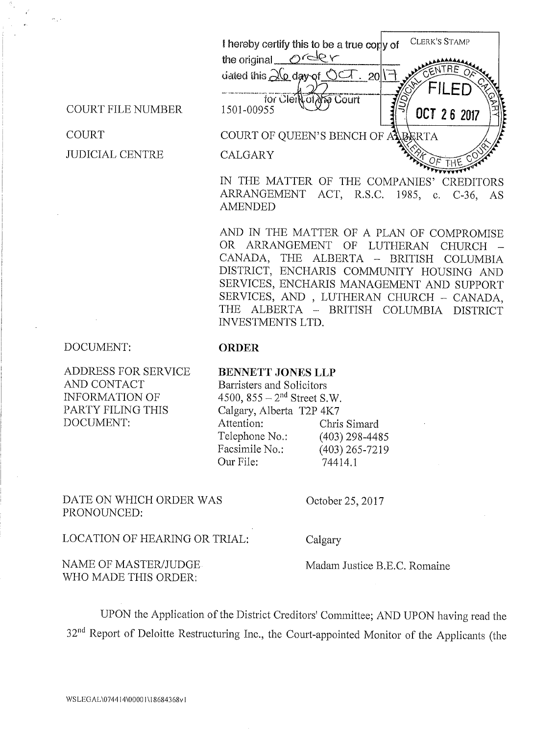I hereby certify this to be a true copy of the original order dated this 26 day of OCT. 2017

for Clerk of the Court

CLERK'S STAMP

FILED
OCT 26 2017
JUDICIAL CENTRE OF CALGARY
CLERK OF THE COURT

| | |
|---|---|
| COURT FILE NUMBER | 1501-00955 |
| COURT | COURT OF QUEEN'S BENCH OF ALBERTA |
| JUDICIAL CENTRE | CALGARY |

IN THE MATTER OF THE COMPANIES' CREDITORS ARRANGEMENT ACT, R.S.C. 1985, c. C-36, AS AMENDED

AND IN THE MATTER OF A PLAN OF COMPROMISE OR ARRANGEMENT OF LUTHERAN CHURCH – CANADA, THE ALBERTA – BRITISH COLUMBIA DISTRICT, ENCHARIS COMMUNITY HOUSING AND SERVICES, ENCHARIS MANAGEMENT AND SUPPORT SERVICES, AND , LUTHERAN CHURCH – CANADA, THE ALBERTA – BRITISH COLUMBIA DISTRICT INVESTMENTS LTD.

| | |
|---|---|
| DOCUMENT: | **ORDER** |
| ADDRESS FOR SERVICE AND CONTACT INFORMATION OF PARTY FILING THIS DOCUMENT: | **BENNETT JONES LLP**<br>Barristers and Solicitors<br>4500, 855 – 2nd Street S.W.<br>Calgary, Alberta T2P 4K7<br>Attention: Chris Simard<br>Telephone No.: (403) 298-4485<br>Facsimile No.: (403) 265-7219<br>Our File: 74414.1 |

| | |
|---|---|
| DATE ON WHICH ORDER WAS PRONOUNCED: | October 25, 2017 |
| LOCATION OF HEARING OR TRIAL: | Calgary |
| NAME OF MASTER/JUDGE WHO MADE THIS ORDER: | Madam Justice B.E.C. Romaine |

UPON the Application of the District Creditors' Committee; AND UPON having read the 32nd Report of Deloitte Restructuring Inc., the Court-appointed Monitor of the Applicants (the

WSLEGAL\074414\00001\18684368v1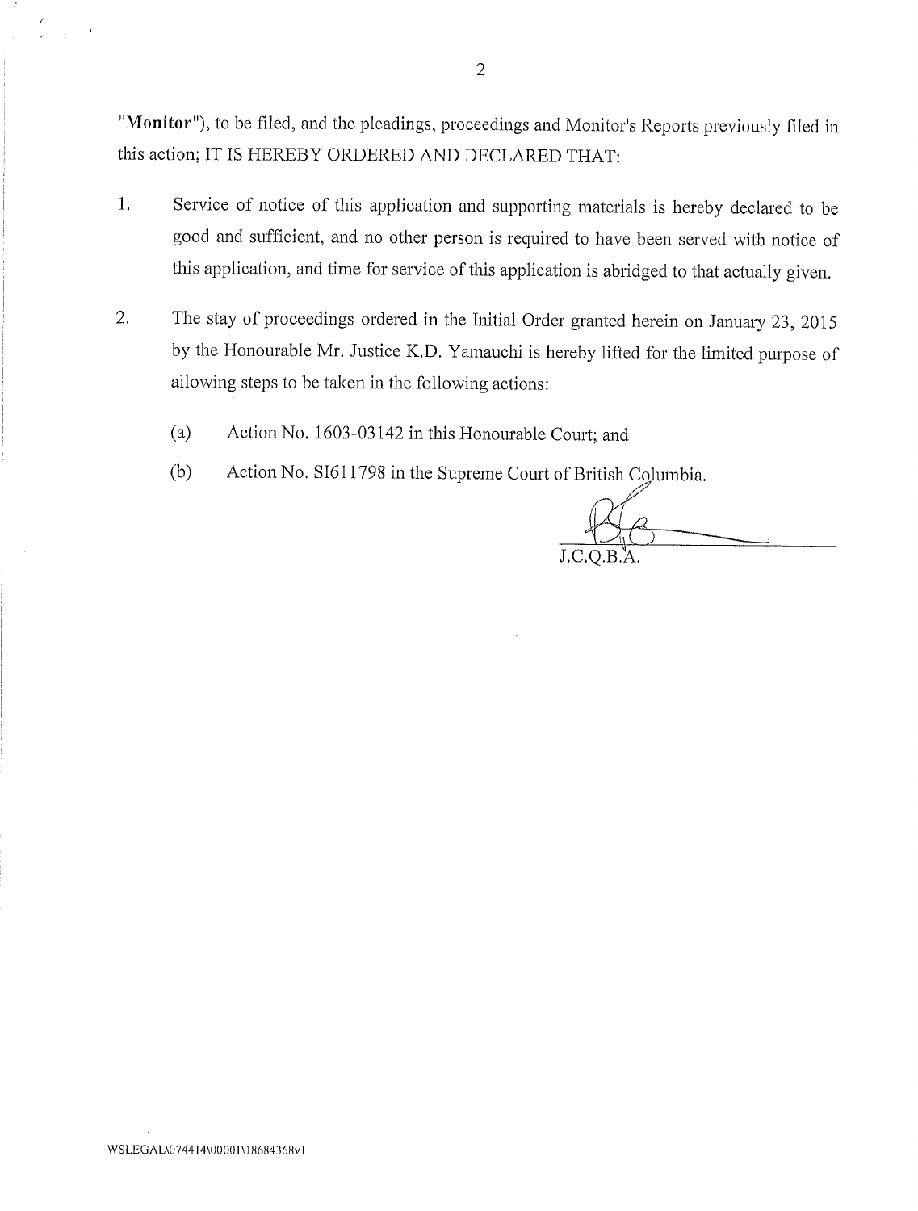"**Monitor**"), to be filed, and the pleadings, proceedings and Monitor's Reports previously filed in this action; IT IS HEREBY ORDERED AND DECLARED THAT:

1. Service of notice of this application and supporting materials is hereby declared to be good and sufficient, and no other person is required to have been served with notice of this application, and time for service of this application is abridged to that actually given.

2. The stay of proceedings ordered in the Initial Order granted herein on January 23, 2015 by the Honourable Mr. Justice K.D. Yamauchi is hereby lifted for the limited purpose of allowing steps to be taken in the following actions:

   (a) Action No. 1603-03142 in this Honourable Court; and

   (b) Action No. SI611798 in the Supreme Court of British Columbia.

J.C.Q.B.A.

WSLEGAL\074414\00001\18684368v1